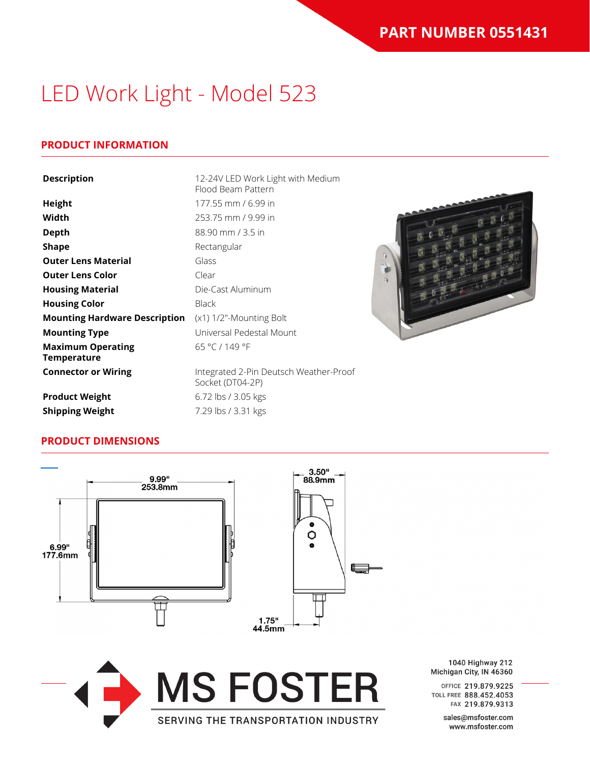**PART NUMBER 0551431**

# LED Work Light - Model 523

## PRODUCT INFORMATION

| | |
|---|---|
| **Description** | 12-24V LED Work Light with Medium Flood Beam Pattern |
| **Height** | 177.55 mm / 6.99 in |
| **Width** | 253.75 mm / 9.99 in |
| **Depth** | 88.90 mm / 3.5 in |
| **Shape** | Rectangular |
| **Outer Lens Material** | Glass |
| **Outer Lens Color** | Clear |
| **Housing Material** | Die-Cast Aluminum |
| **Housing Color** | Black |
| **Mounting Hardware Description** | (x1) 1/2"-Mounting Bolt |
| **Mounting Type** | Universal Pedestal Mount |
| **Maximum Operating Temperature** | 65 °C / 149 °F |
| **Connector or Wiring** | Integrated 2-Pin Deutsch Weather-Proof Socket (DT04-2P) |
| **Product Weight** | 6.72 lbs / 3.05 kgs |
| **Shipping Weight** | 7.29 lbs / 3.31 kgs |

## PRODUCT DIMENSIONS

9.99"
253.8mm

6.99"
177.6mm

3.50"
88.9mm

1.75"
44.5mm

MS FOSTER

SERVING THE TRANSPORTATION INDUSTRY

1040 Highway 212
Michigan City, IN 46360

OFFICE 219.879.9225
TOLL FREE 888.452.4053
FAX 219.879.9313

sales@msfoster.com
www.msfoster.com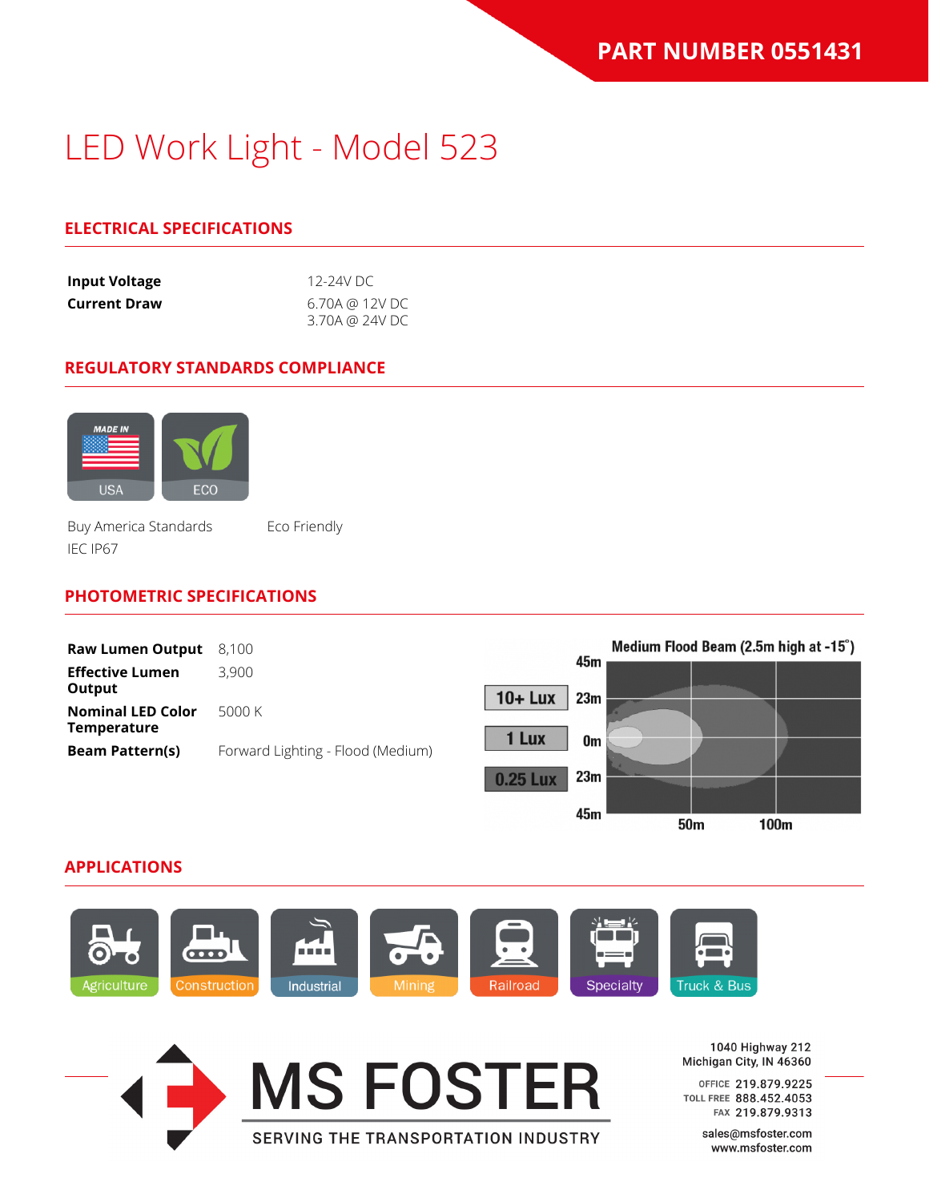**PART NUMBER 0551431**

# LED Work Light - Model 523

## ELECTRICAL SPECIFICATIONS

| | |
|---|---|
| **Input Voltage** | 12-24V DC |
| **Current Draw** | 6.70A @ 12V DC<br>3.70A @ 24V DC |

## REGULATORY STANDARDS COMPLIANCE

MADE IN USA — Buy America Standards

ECO — Eco Friendly

IEC IP67

## PHOTOMETRIC SPECIFICATIONS

| | |
|---|---|
| **Raw Lumen Output** | 8,100 |
| **Effective Lumen Output** | 3,900 |
| **Nominal LED Color Temperature** | 5000 K |
| **Beam Pattern(s)** | Forward Lighting - Flood (Medium) |

Medium Flood Beam (2.5m high at -15°)

10+ Lux | 1 Lux | 0.25 Lux

45m, 23m, 0m, 23m, 45m | 50m, 100m

## APPLICATIONS

Agriculture | Construction | Industrial | Mining | Railroad | Specialty | Truck & Bus

MS FOSTER
SERVING THE TRANSPORTATION INDUSTRY

1040 Highway 212
Michigan City, IN 46360

OFFICE 219.879.9225
TOLL FREE 888.452.4053
FAX 219.879.9313

sales@msfoster.com
www.msfoster.com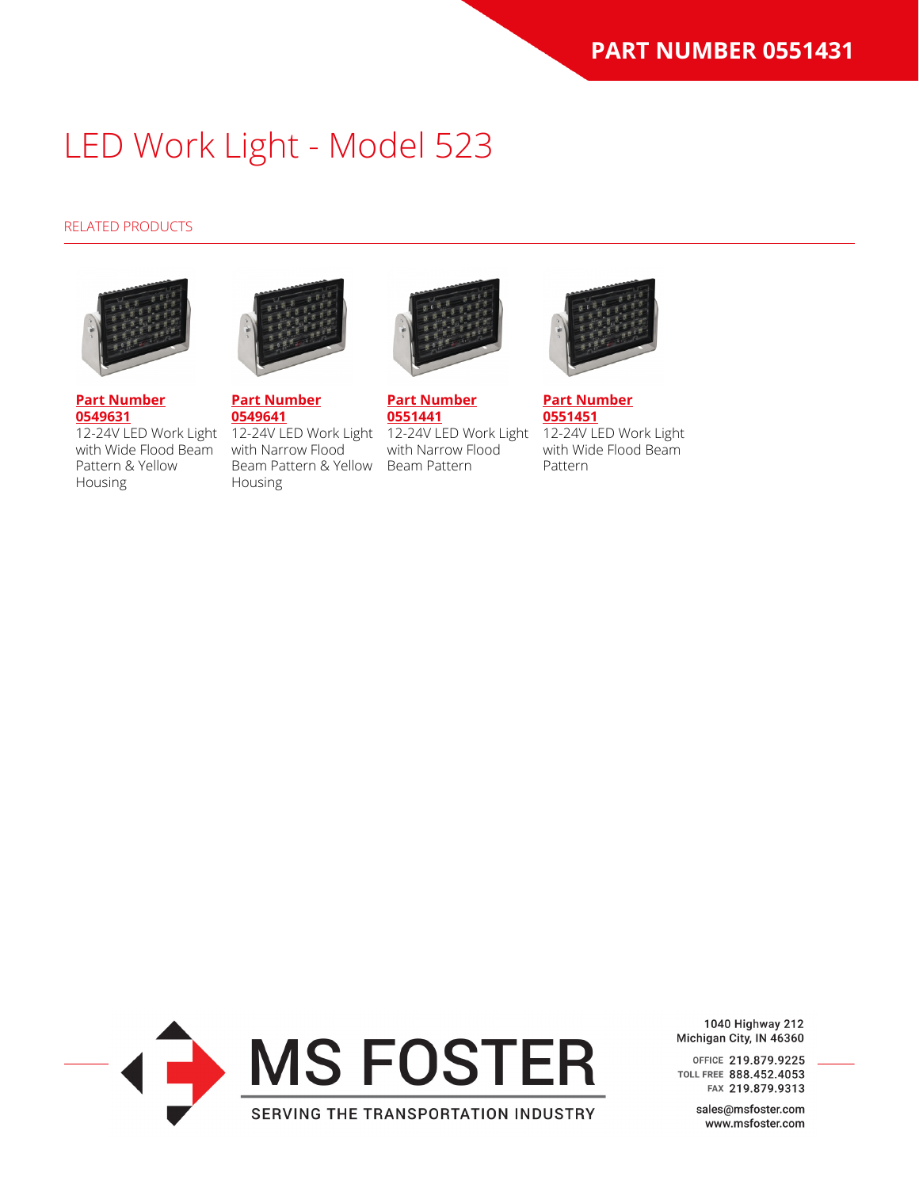# PART NUMBER 0551431

# LED Work Light - Model 523

## RELATED PRODUCTS

**Part Number 0549631**
12-24V LED Work Light with Wide Flood Beam Pattern & Yellow Housing

**Part Number 0549641**
12-24V LED Work Light with Narrow Flood Beam Pattern & Yellow Housing

**Part Number 0551441**
12-24V LED Work Light with Narrow Flood Beam Pattern

**Part Number 0551451**
12-24V LED Work Light with Wide Flood Beam Pattern

MS FOSTER
SERVING THE TRANSPORTATION INDUSTRY

1040 Highway 212
Michigan City, IN 46360

OFFICE 219.879.9225
TOLL FREE 888.452.4053
FAX 219.879.9313

sales@msfoster.com
www.msfoster.com